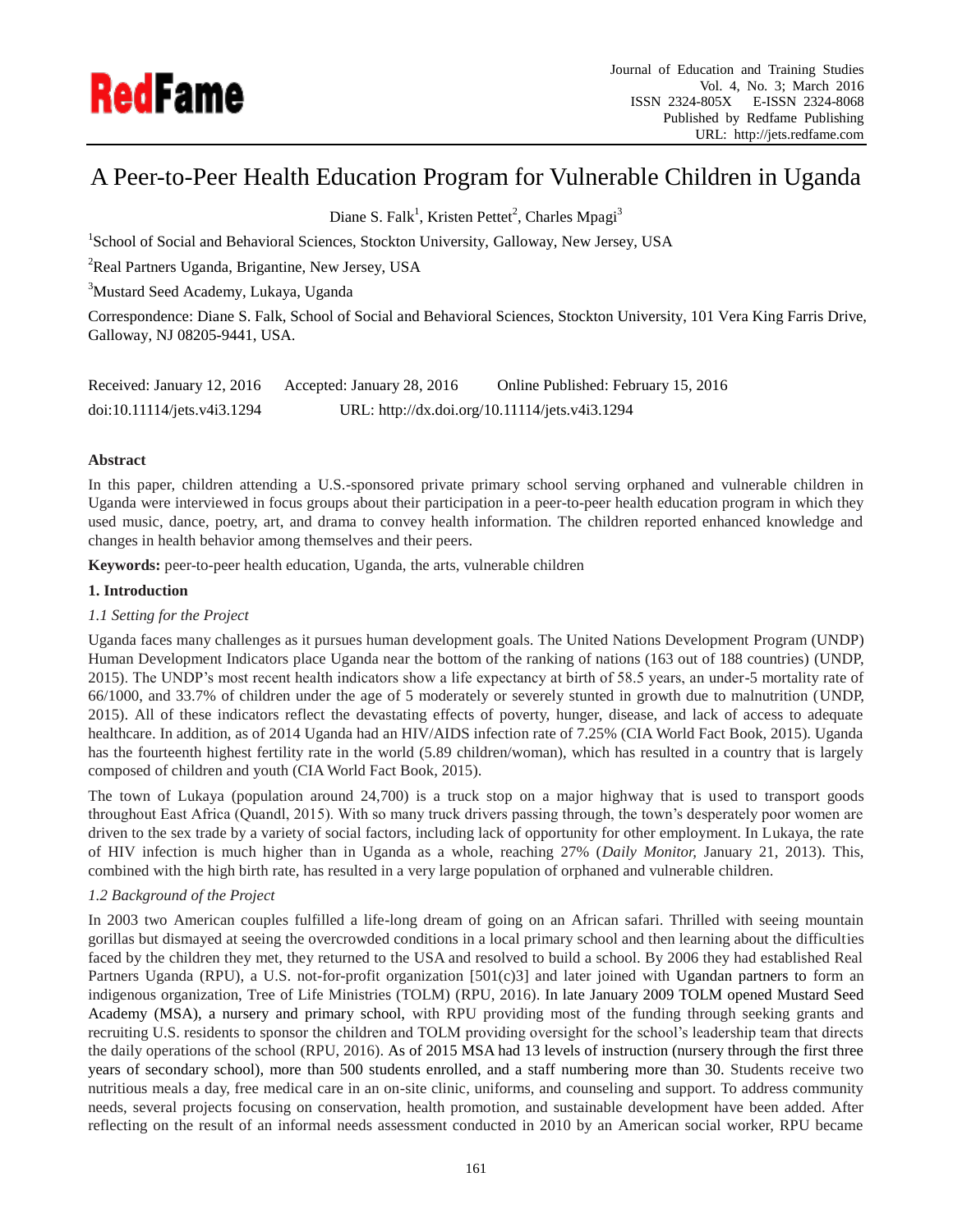# A Peer-to-Peer Health Education Program for Vulnerable Children in Uganda

Diane S. Falk[1], Kristen Pettet[2], Charles Mpagi[3]

[1]School of Social and Behavioral Sciences, Stockton University, Galloway, New Jersey, USA

[2]Real Partners Uganda, Brigantine, New Jersey, USA

[3]Mustard Seed Academy, Lukaya, Uganda

Correspondence: Diane S. Falk, School of Social and Behavioral Sciences, Stockton University, 101 Vera King Farris Drive, Galloway, NJ 08205-9441, USA.

Received: January 12, 2016 Accepted: January 28, 2016 Online Published: February 15, 2016

doi:10.11114/jets.v4i3.1294 URL: http://dx.doi.org/10.11114/jets.v4i3.1294

**Abstract**

In this paper, children attending a U.S.-sponsored private primary school serving orphaned and vulnerable children in Uganda were interviewed in focus groups about their participation in a peer-to-peer health education program in which they used music, dance, poetry, art, and drama to convey health information. The children reported enhanced knowledge and changes in health behavior among themselves and their peers.

**Keywords:** peer-to-peer health education, Uganda, the arts, vulnerable children

## 1. Introduction

### *1.1 Setting for the Project*

Uganda faces many challenges as it pursues human development goals. The United Nations Development Program (UNDP) Human Development Indicators place Uganda near the bottom of the ranking of nations (163 out of 188 countries) (UNDP, 2015). The UNDP's most recent health indicators show a life expectancy at birth of 58.5 years, an under-5 mortality rate of 66/1000, and 33.7% of children under the age of 5 moderately or severely stunted in growth due to malnutrition (UNDP, 2015). All of these indicators reflect the devastating effects of poverty, hunger, disease, and lack of access to adequate healthcare. In addition, as of 2014 Uganda had an HIV/AIDS infection rate of 7.25% (CIA World Fact Book, 2015). Uganda has the fourteenth highest fertility rate in the world (5.89 children/woman), which has resulted in a country that is largely composed of children and youth (CIA World Fact Book, 2015).

The town of Lukaya (population around 24,700) is a truck stop on a major highway that is used to transport goods throughout East Africa (Quandl, 2015). With so many truck drivers passing through, the town's desperately poor women are driven to the sex trade by a variety of social factors, including lack of opportunity for other employment. In Lukaya, the rate of HIV infection is much higher than in Uganda as a whole, reaching 27% (*Daily Monitor,* January 21, 2013). This, combined with the high birth rate, has resulted in a very large population of orphaned and vulnerable children.

### *1.2 Background of the Project*

In 2003 two American couples fulfilled a life-long dream of going on an African safari. Thrilled with seeing mountain gorillas but dismayed at seeing the overcrowded conditions in a local primary school and then learning about the difficulties faced by the children they met, they returned to the USA and resolved to build a school. By 2006 they had established Real Partners Uganda (RPU), a U.S. not-for-profit organization [501(c)3] and later joined with Ugandan partners to form an indigenous organization, Tree of Life Ministries (TOLM) (RPU, 2016). In late January 2009 TOLM opened Mustard Seed Academy (MSA), a nursery and primary school, with RPU providing most of the funding through seeking grants and recruiting U.S. residents to sponsor the children and TOLM providing oversight for the school's leadership team that directs the daily operations of the school (RPU, 2016). As of 2015 MSA had 13 levels of instruction (nursery through the first three years of secondary school), more than 500 students enrolled, and a staff numbering more than 30. Students receive two nutritious meals a day, free medical care in an on-site clinic, uniforms, and counseling and support. To address community needs, several projects focusing on conservation, health promotion, and sustainable development have been added. After reflecting on the result of an informal needs assessment conducted in 2010 by an American social worker, RPU became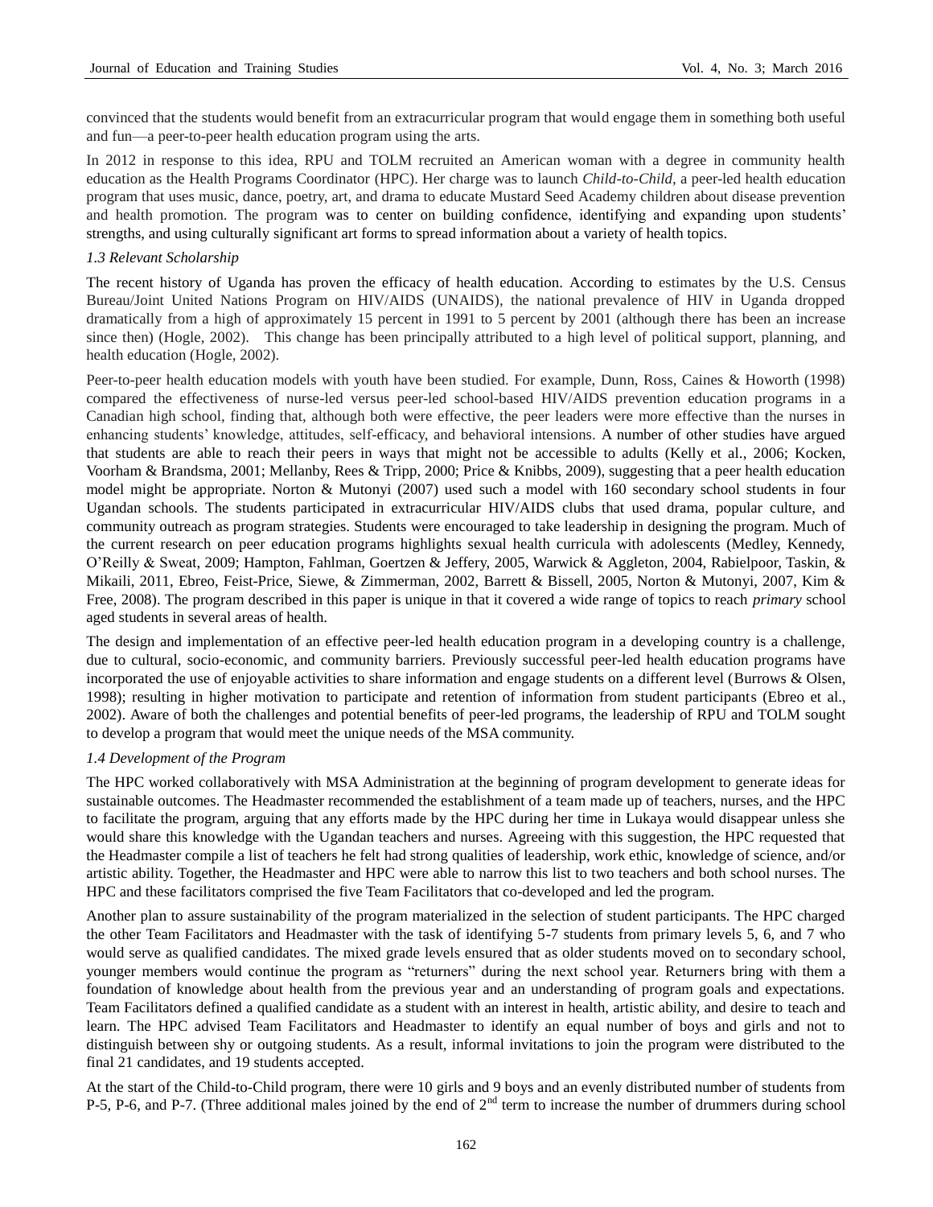convinced that the students would benefit from an extracurricular program that would engage them in something both useful and fun—a peer-to-peer health education program using the arts.

In 2012 in response to this idea, RPU and TOLM recruited an American woman with a degree in community health education as the Health Programs Coordinator (HPC). Her charge was to launch *Child-to-Child*, a peer-led health education program that uses music, dance, poetry, art, and drama to educate Mustard Seed Academy children about disease prevention and health promotion. The program was to center on building confidence, identifying and expanding upon students' strengths, and using culturally significant art forms to spread information about a variety of health topics.

### *1.3 Relevant Scholarship*

The recent history of Uganda has proven the efficacy of health education. According to estimates by the U.S. Census Bureau/Joint United Nations Program on HIV/AIDS (UNAIDS), the national prevalence of HIV in Uganda dropped dramatically from a high of approximately 15 percent in 1991 to 5 percent by 2001 (although there has been an increase since then) (Hogle, 2002). This change has been principally attributed to a high level of political support, planning, and health education (Hogle, 2002).

Peer-to-peer health education models with youth have been studied. For example, Dunn, Ross, Caines & Howorth (1998) compared the effectiveness of nurse-led versus peer-led school-based HIV/AIDS prevention education programs in a Canadian high school, finding that, although both were effective, the peer leaders were more effective than the nurses in enhancing students' knowledge, attitudes, self-efficacy, and behavioral intensions. A number of other studies have argued that students are able to reach their peers in ways that might not be accessible to adults (Kelly et al., 2006; Kocken, Voorham & Brandsma, 2001; Mellanby, Rees & Tripp, 2000; Price & Knibbs, 2009), suggesting that a peer health education model might be appropriate. Norton & Mutonyi (2007) used such a model with 160 secondary school students in four Ugandan schools. The students participated in extracurricular HIV/AIDS clubs that used drama, popular culture, and community outreach as program strategies. Students were encouraged to take leadership in designing the program. Much of the current research on peer education programs highlights sexual health curricula with adolescents (Medley, Kennedy, O'Reilly & Sweat, 2009; Hampton, Fahlman, Goertzen & Jeffery, 2005, Warwick & Aggleton, 2004, Rabielpoor, Taskin, & Mikaili, 2011, Ebreo, Feist-Price, Siewe, & Zimmerman, 2002, Barrett & Bissell, 2005, Norton & Mutonyi, 2007, Kim & Free, 2008). The program described in this paper is unique in that it covered a wide range of topics to reach *primary* school aged students in several areas of health.

The design and implementation of an effective peer-led health education program in a developing country is a challenge, due to cultural, socio-economic, and community barriers. Previously successful peer-led health education programs have incorporated the use of enjoyable activities to share information and engage students on a different level (Burrows & Olsen, 1998); resulting in higher motivation to participate and retention of information from student participants (Ebreo et al., 2002). Aware of both the challenges and potential benefits of peer-led programs, the leadership of RPU and TOLM sought to develop a program that would meet the unique needs of the MSA community.

### *1.4 Development of the Program*

The HPC worked collaboratively with MSA Administration at the beginning of program development to generate ideas for sustainable outcomes. The Headmaster recommended the establishment of a team made up of teachers, nurses, and the HPC to facilitate the program, arguing that any efforts made by the HPC during her time in Lukaya would disappear unless she would share this knowledge with the Ugandan teachers and nurses. Agreeing with this suggestion, the HPC requested that the Headmaster compile a list of teachers he felt had strong qualities of leadership, work ethic, knowledge of science, and/or artistic ability. Together, the Headmaster and HPC were able to narrow this list to two teachers and both school nurses. The HPC and these facilitators comprised the five Team Facilitators that co-developed and led the program.

Another plan to assure sustainability of the program materialized in the selection of student participants. The HPC charged the other Team Facilitators and Headmaster with the task of identifying 5-7 students from primary levels 5, 6, and 7 who would serve as qualified candidates. The mixed grade levels ensured that as older students moved on to secondary school, younger members would continue the program as "returners" during the next school year. Returners bring with them a foundation of knowledge about health from the previous year and an understanding of program goals and expectations. Team Facilitators defined a qualified candidate as a student with an interest in health, artistic ability, and desire to teach and learn. The HPC advised Team Facilitators and Headmaster to identify an equal number of boys and girls and not to distinguish between shy or outgoing students. As a result, informal invitations to join the program were distributed to the final 21 candidates, and 19 students accepted.

At the start of the Child-to-Child program, there were 10 girls and 9 boys and an evenly distributed number of students from P-5, P-6, and P-7. (Three additional males joined by the end of 2nd term to increase the number of drummers during school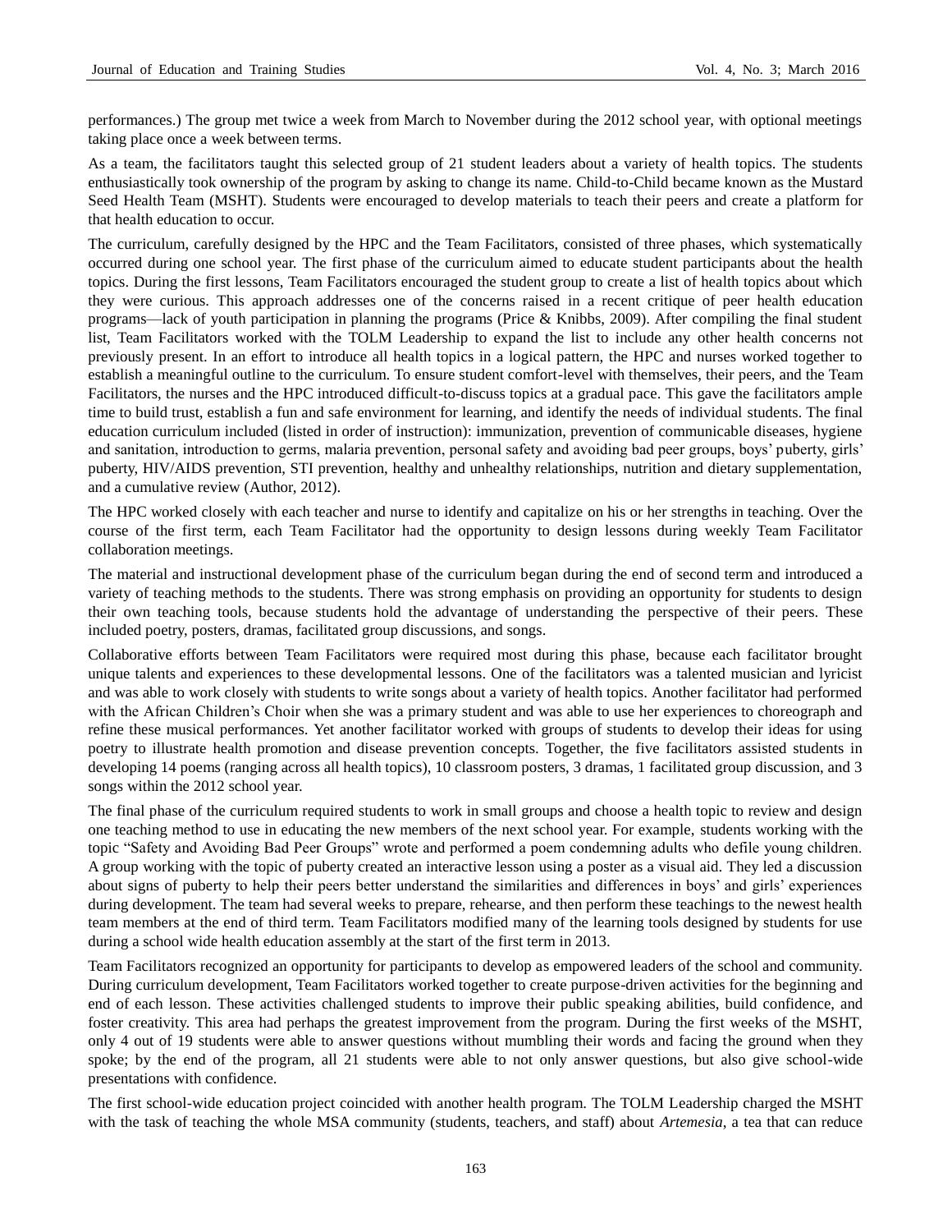performances.) The group met twice a week from March to November during the 2012 school year, with optional meetings taking place once a week between terms.

As a team, the facilitators taught this selected group of 21 student leaders about a variety of health topics. The students enthusiastically took ownership of the program by asking to change its name. Child-to-Child became known as the Mustard Seed Health Team (MSHT). Students were encouraged to develop materials to teach their peers and create a platform for that health education to occur.

The curriculum, carefully designed by the HPC and the Team Facilitators, consisted of three phases, which systematically occurred during one school year. The first phase of the curriculum aimed to educate student participants about the health topics. During the first lessons, Team Facilitators encouraged the student group to create a list of health topics about which they were curious. This approach addresses one of the concerns raised in a recent critique of peer health education programs—lack of youth participation in planning the programs (Price & Knibbs, 2009). After compiling the final student list, Team Facilitators worked with the TOLM Leadership to expand the list to include any other health concerns not previously present. In an effort to introduce all health topics in a logical pattern, the HPC and nurses worked together to establish a meaningful outline to the curriculum. To ensure student comfort-level with themselves, their peers, and the Team Facilitators, the nurses and the HPC introduced difficult-to-discuss topics at a gradual pace. This gave the facilitators ample time to build trust, establish a fun and safe environment for learning, and identify the needs of individual students. The final education curriculum included (listed in order of instruction): immunization, prevention of communicable diseases, hygiene and sanitation, introduction to germs, malaria prevention, personal safety and avoiding bad peer groups, boys' puberty, girls' puberty, HIV/AIDS prevention, STI prevention, healthy and unhealthy relationships, nutrition and dietary supplementation, and a cumulative review (Author, 2012).

The HPC worked closely with each teacher and nurse to identify and capitalize on his or her strengths in teaching. Over the course of the first term, each Team Facilitator had the opportunity to design lessons during weekly Team Facilitator collaboration meetings.

The material and instructional development phase of the curriculum began during the end of second term and introduced a variety of teaching methods to the students. There was strong emphasis on providing an opportunity for students to design their own teaching tools, because students hold the advantage of understanding the perspective of their peers. These included poetry, posters, dramas, facilitated group discussions, and songs.

Collaborative efforts between Team Facilitators were required most during this phase, because each facilitator brought unique talents and experiences to these developmental lessons. One of the facilitators was a talented musician and lyricist and was able to work closely with students to write songs about a variety of health topics. Another facilitator had performed with the African Children's Choir when she was a primary student and was able to use her experiences to choreograph and refine these musical performances. Yet another facilitator worked with groups of students to develop their ideas for using poetry to illustrate health promotion and disease prevention concepts. Together, the five facilitators assisted students in developing 14 poems (ranging across all health topics), 10 classroom posters, 3 dramas, 1 facilitated group discussion, and 3 songs within the 2012 school year.

The final phase of the curriculum required students to work in small groups and choose a health topic to review and design one teaching method to use in educating the new members of the next school year. For example, students working with the topic "Safety and Avoiding Bad Peer Groups" wrote and performed a poem condemning adults who defile young children. A group working with the topic of puberty created an interactive lesson using a poster as a visual aid. They led a discussion about signs of puberty to help their peers better understand the similarities and differences in boys' and girls' experiences during development. The team had several weeks to prepare, rehearse, and then perform these teachings to the newest health team members at the end of third term. Team Facilitators modified many of the learning tools designed by students for use during a school wide health education assembly at the start of the first term in 2013.

Team Facilitators recognized an opportunity for participants to develop as empowered leaders of the school and community. During curriculum development, Team Facilitators worked together to create purpose-driven activities for the beginning and end of each lesson. These activities challenged students to improve their public speaking abilities, build confidence, and foster creativity. This area had perhaps the greatest improvement from the program. During the first weeks of the MSHT, only 4 out of 19 students were able to answer questions without mumbling their words and facing the ground when they spoke; by the end of the program, all 21 students were able to not only answer questions, but also give school-wide presentations with confidence.

The first school-wide education project coincided with another health program. The TOLM Leadership charged the MSHT with the task of teaching the whole MSA community (students, teachers, and staff) about *Artemesia*, a tea that can reduce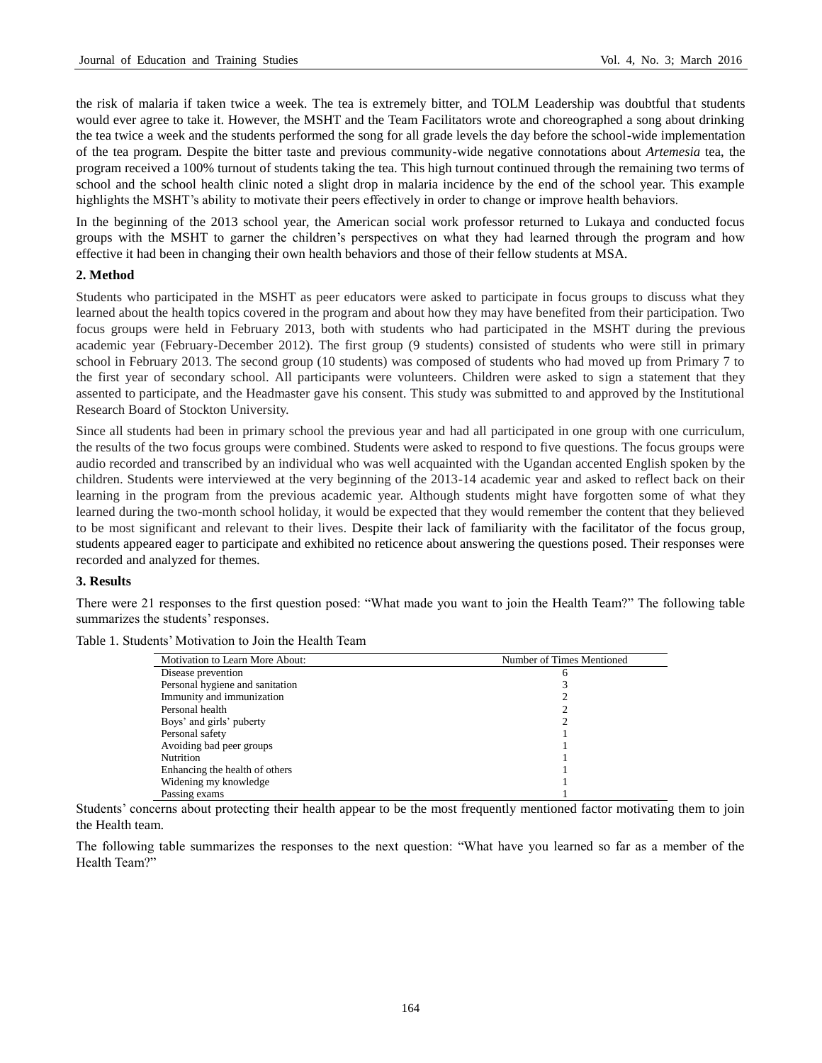the risk of malaria if taken twice a week. The tea is extremely bitter, and TOLM Leadership was doubtful that students would ever agree to take it. However, the MSHT and the Team Facilitators wrote and choreographed a song about drinking the tea twice a week and the students performed the song for all grade levels the day before the school-wide implementation of the tea program. Despite the bitter taste and previous community-wide negative connotations about *Artemesia* tea, the program received a 100% turnout of students taking the tea. This high turnout continued through the remaining two terms of school and the school health clinic noted a slight drop in malaria incidence by the end of the school year. This example highlights the MSHT's ability to motivate their peers effectively in order to change or improve health behaviors.

In the beginning of the 2013 school year, the American social work professor returned to Lukaya and conducted focus groups with the MSHT to garner the children's perspectives on what they had learned through the program and how effective it had been in changing their own health behaviors and those of their fellow students at MSA.

## 2. Method

Students who participated in the MSHT as peer educators were asked to participate in focus groups to discuss what they learned about the health topics covered in the program and about how they may have benefited from their participation. Two focus groups were held in February 2013, both with students who had participated in the MSHT during the previous academic year (February-December 2012). The first group (9 students) consisted of students who were still in primary school in February 2013. The second group (10 students) was composed of students who had moved up from Primary 7 to the first year of secondary school. All participants were volunteers. Children were asked to sign a statement that they assented to participate, and the Headmaster gave his consent. This study was submitted to and approved by the Institutional Research Board of Stockton University.

Since all students had been in primary school the previous year and had all participated in one group with one curriculum, the results of the two focus groups were combined. Students were asked to respond to five questions. The focus groups were audio recorded and transcribed by an individual who was well acquainted with the Ugandan accented English spoken by the children. Students were interviewed at the very beginning of the 2013-14 academic year and asked to reflect back on their learning in the program from the previous academic year. Although students might have forgotten some of what they learned during the two-month school holiday, it would be expected that they would remember the content that they believed to be most significant and relevant to their lives. Despite their lack of familiarity with the facilitator of the focus group, students appeared eager to participate and exhibited no reticence about answering the questions posed. Their responses were recorded and analyzed for themes.

## 3. Results

There were 21 responses to the first question posed: "What made you want to join the Health Team?" The following table summarizes the students' responses.

Table 1. Students' Motivation to Join the Health Team

| Motivation to Learn More About: | Number of Times Mentioned |
|---|---|
| Disease prevention | 6 |
| Personal hygiene and sanitation | 3 |
| Immunity and immunization | 2 |
| Personal health | 2 |
| Boys' and girls' puberty | 2 |
| Personal safety | 1 |
| Avoiding bad peer groups | 1 |
| Nutrition | 1 |
| Enhancing the health of others | 1 |
| Widening my knowledge | 1 |
| Passing exams | 1 |

Students' concerns about protecting their health appear to be the most frequently mentioned factor motivating them to join the Health team.

The following table summarizes the responses to the next question: "What have you learned so far as a member of the Health Team?"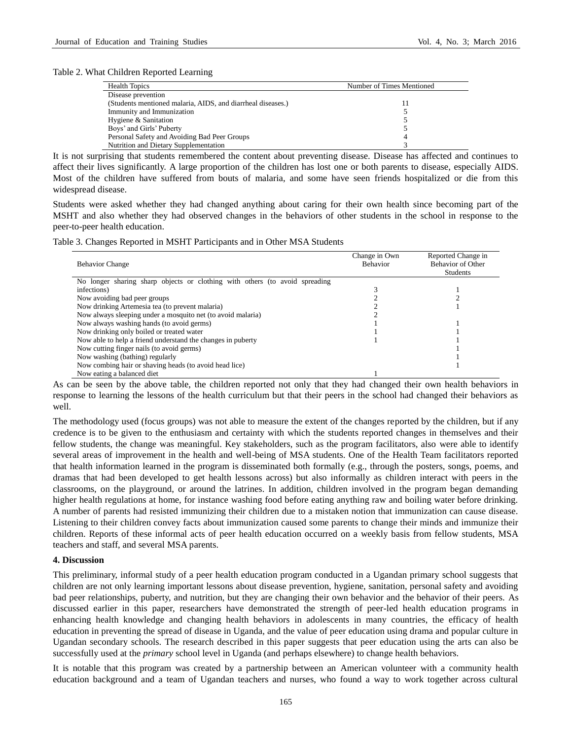Table 2. What Children Reported Learning

| Health Topics | Number of Times Mentioned |
|---|---|
| Disease prevention (Students mentioned malaria, AIDS, and diarrheal diseases.) | 11 |
| Immunity and Immunization | 5 |
| Hygiene & Sanitation | 5 |
| Boys' and Girls' Puberty | 5 |
| Personal Safety and Avoiding Bad Peer Groups | 4 |
| Nutrition and Dietary Supplementation | 3 |

It is not surprising that students remembered the content about preventing disease. Disease has affected and continues to affect their lives significantly. A large proportion of the children has lost one or both parents to disease, especially AIDS. Most of the children have suffered from bouts of malaria, and some have seen friends hospitalized or die from this widespread disease.

Students were asked whether they had changed anything about caring for their own health since becoming part of the MSHT and also whether they had observed changes in the behaviors of other students in the school in response to the peer-to-peer health education.

Table 3. Changes Reported in MSHT Participants and in Other MSA Students

| Behavior Change | Change in Own Behavior | Reported Change in Behavior of Other Students |
|---|---|---|
| No longer sharing sharp objects or clothing with others (to avoid spreading infections) | 3 | 1 |
| Now avoiding bad peer groups | 2 | 2 |
| Now drinking Artemesia tea (to prevent malaria) | 2 | 1 |
| Now always sleeping under a mosquito net (to avoid malaria) | 2 | |
| Now always washing hands (to avoid germs) | 1 | 1 |
| Now drinking only boiled or treated water | 1 | 1 |
| Now able to help a friend understand the changes in puberty | 1 | 1 |
| Now cutting finger nails (to avoid germs) | | 1 |
| Now washing (bathing) regularly | | 1 |
| Now combing hair or shaving heads (to avoid head lice) | | 1 |
| Now eating a balanced diet | 1 | |

As can be seen by the above table, the children reported not only that they had changed their own health behaviors in response to learning the lessons of the health curriculum but that their peers in the school had changed their behaviors as well.

The methodology used (focus groups) was not able to measure the extent of the changes reported by the children, but if any credence is to be given to the enthusiasm and certainty with which the students reported changes in themselves and their fellow students, the change was meaningful. Key stakeholders, such as the program facilitators, also were able to identify several areas of improvement in the health and well-being of MSA students. One of the Health Team facilitators reported that health information learned in the program is disseminated both formally (e.g., through the posters, songs, poems, and dramas that had been developed to get health lessons across) but also informally as children interact with peers in the classrooms, on the playground, or around the latrines. In addition, children involved in the program began demanding higher health regulations at home, for instance washing food before eating anything raw and boiling water before drinking. A number of parents had resisted immunizing their children due to a mistaken notion that immunization can cause disease. Listening to their children convey facts about immunization caused some parents to change their minds and immunize their children. Reports of these informal acts of peer health education occurred on a weekly basis from fellow students, MSA teachers and staff, and several MSA parents.

**4. Discussion**

This preliminary, informal study of a peer health education program conducted in a Ugandan primary school suggests that children are not only learning important lessons about disease prevention, hygiene, sanitation, personal safety and avoiding bad peer relationships, puberty, and nutrition, but they are changing their own behavior and the behavior of their peers. As discussed earlier in this paper, researchers have demonstrated the strength of peer-led health education programs in enhancing health knowledge and changing health behaviors in adolescents in many countries, the efficacy of health education in preventing the spread of disease in Uganda, and the value of peer education using drama and popular culture in Ugandan secondary schools. The research described in this paper suggests that peer education using the arts can also be successfully used at the *primary* school level in Uganda (and perhaps elsewhere) to change health behaviors.

It is notable that this program was created by a partnership between an American volunteer with a community health education background and a team of Ugandan teachers and nurses, who found a way to work together across cultural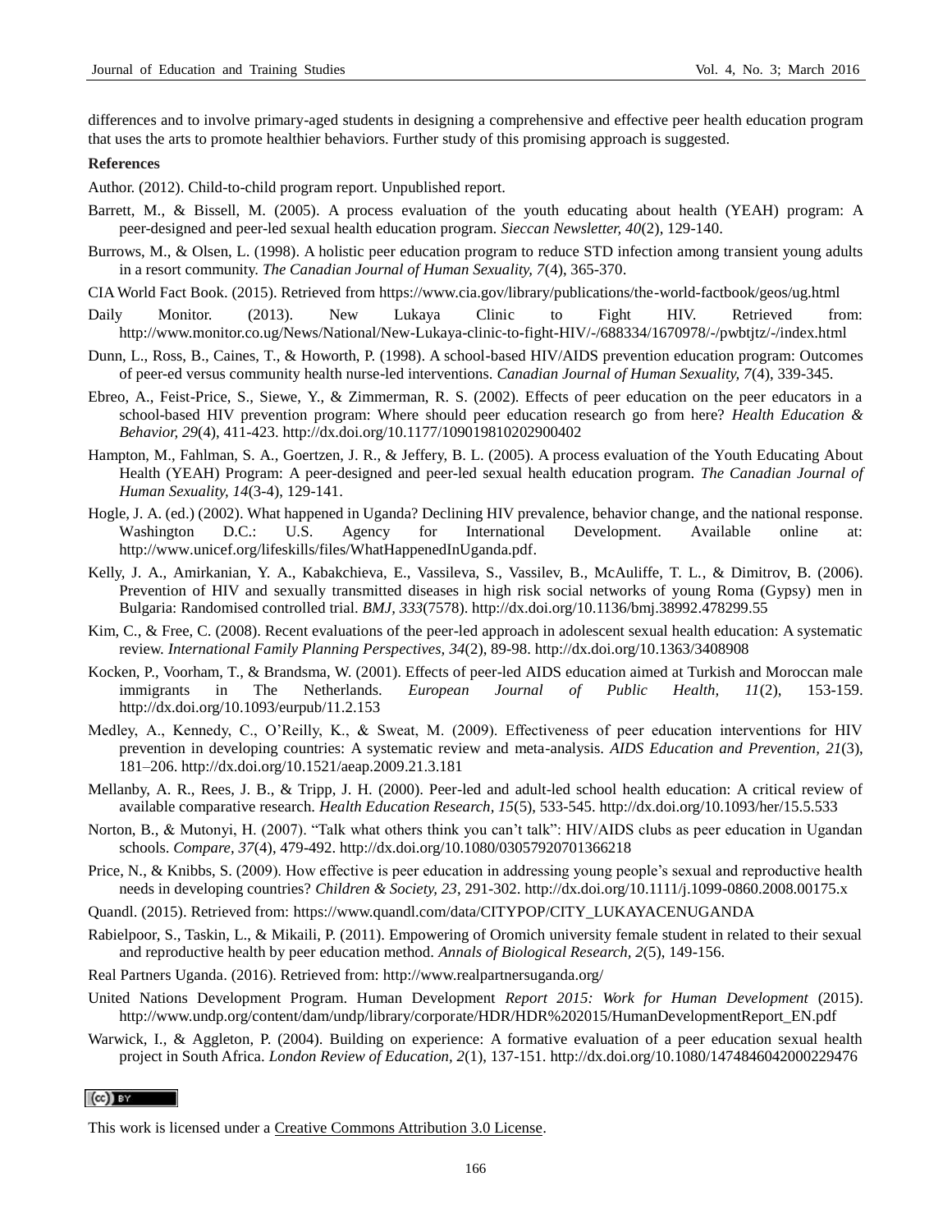differences and to involve primary-aged students in designing a comprehensive and effective peer health education program that uses the arts to promote healthier behaviors. Further study of this promising approach is suggested.

**References**

Author. (2012). Child-to-child program report. Unpublished report.

Barrett, M., & Bissell, M. (2005). A process evaluation of the youth educating about health (YEAH) program: A peer-designed and peer-led sexual health education program. *Sieccan Newsletter, 40*(2), 129-140.

Burrows, M., & Olsen, L. (1998). A holistic peer education program to reduce STD infection among transient young adults in a resort community. *The Canadian Journal of Human Sexuality, 7*(4), 365-370.

CIA World Fact Book. (2015). Retrieved from https://www.cia.gov/library/publications/the-world-factbook/geos/ug.html

Daily Monitor. (2013). New Lukaya Clinic to Fight HIV. Retrieved from: http://www.monitor.co.ug/News/National/New-Lukaya-clinic-to-fight-HIV/-/688334/1670978/-/pwbtjtz/-/index.html

Dunn, L., Ross, B., Caines, T., & Howorth, P. (1998). A school-based HIV/AIDS prevention education program: Outcomes of peer-ed versus community health nurse-led interventions. *Canadian Journal of Human Sexuality, 7*(4), 339-345.

Ebreo, A., Feist-Price, S., Siewe, Y., & Zimmerman, R. S. (2002). Effects of peer education on the peer educators in a school-based HIV prevention program: Where should peer education research go from here? *Health Education & Behavior, 29*(4), 411-423. http://dx.doi.org/10.1177/109019810202900402

Hampton, M., Fahlman, S. A., Goertzen, J. R., & Jeffery, B. L. (2005). A process evaluation of the Youth Educating About Health (YEAH) Program: A peer-designed and peer-led sexual health education program. *The Canadian Journal of Human Sexuality, 14*(3-4), 129-141.

Hogle, J. A. (ed.) (2002). What happened in Uganda? Declining HIV prevalence, behavior change, and the national response. Washington D.C.: U.S. Agency for International Development. Available online at: http://www.unicef.org/lifeskills/files/WhatHappenedInUganda.pdf.

Kelly, J. A., Amirkanian, Y. A., Kabakchieva, E., Vassileva, S., Vassilev, B., McAuliffe, T. L., & Dimitrov, B. (2006). Prevention of HIV and sexually transmitted diseases in high risk social networks of young Roma (Gypsy) men in Bulgaria: Randomised controlled trial. *BMJ, 333*(7578). http://dx.doi.org/10.1136/bmj.38992.478299.55

Kim, C., & Free, C. (2008). Recent evaluations of the peer-led approach in adolescent sexual health education: A systematic review. *International Family Planning Perspectives, 34*(2), 89-98. http://dx.doi.org/10.1363/3408908

Kocken, P., Voorham, T., & Brandsma, W. (2001). Effects of peer-led AIDS education aimed at Turkish and Moroccan male immigrants in The Netherlands. *European Journal of Public Health, 11*(2), 153-159. http://dx.doi.org/10.1093/eurpub/11.2.153

Medley, A., Kennedy, C., O'Reilly, K., & Sweat, M. (2009). Effectiveness of peer education interventions for HIV prevention in developing countries: A systematic review and meta-analysis. *AIDS Education and Prevention, 21*(3), 181–206. http://dx.doi.org/10.1521/aeap.2009.21.3.181

Mellanby, A. R., Rees, J. B., & Tripp, J. H. (2000). Peer-led and adult-led school health education: A critical review of available comparative research. *Health Education Research, 15*(5), 533-545. http://dx.doi.org/10.1093/her/15.5.533

Norton, B., & Mutonyi, H. (2007). "Talk what others think you can't talk": HIV/AIDS clubs as peer education in Ugandan schools. *Compare, 37*(4), 479-492. http://dx.doi.org/10.1080/03057920701366218

Price, N., & Knibbs, S. (2009). How effective is peer education in addressing young people's sexual and reproductive health needs in developing countries? *Children & Society, 23*, 291-302. http://dx.doi.org/10.1111/j.1099-0860.2008.00175.x

Quandl. (2015). Retrieved from: https://www.quandl.com/data/CITYPOP/CITY_LUKAYACENUGANDA

Rabielpoor, S., Taskin, L., & Mikaili, P. (2011). Empowering of Oromich university female student in related to their sexual and reproductive health by peer education method. *Annals of Biological Research, 2*(5), 149-156.

Real Partners Uganda. (2016). Retrieved from: http://www.realpartnersuganda.org/

United Nations Development Program. Human Development *Report 2015: Work for Human Development* (2015). http://www.undp.org/content/dam/undp/library/corporate/HDR/HDR%202015/HumanDevelopmentReport_EN.pdf

Warwick, I., & Aggleton, P. (2004). Building on experience: A formative evaluation of a peer education sexual health project in South Africa. *London Review of Education, 2*(1), 137-151. http://dx.doi.org/10.1080/1474846042000229476

This work is licensed under a Creative Commons Attribution 3.0 License.